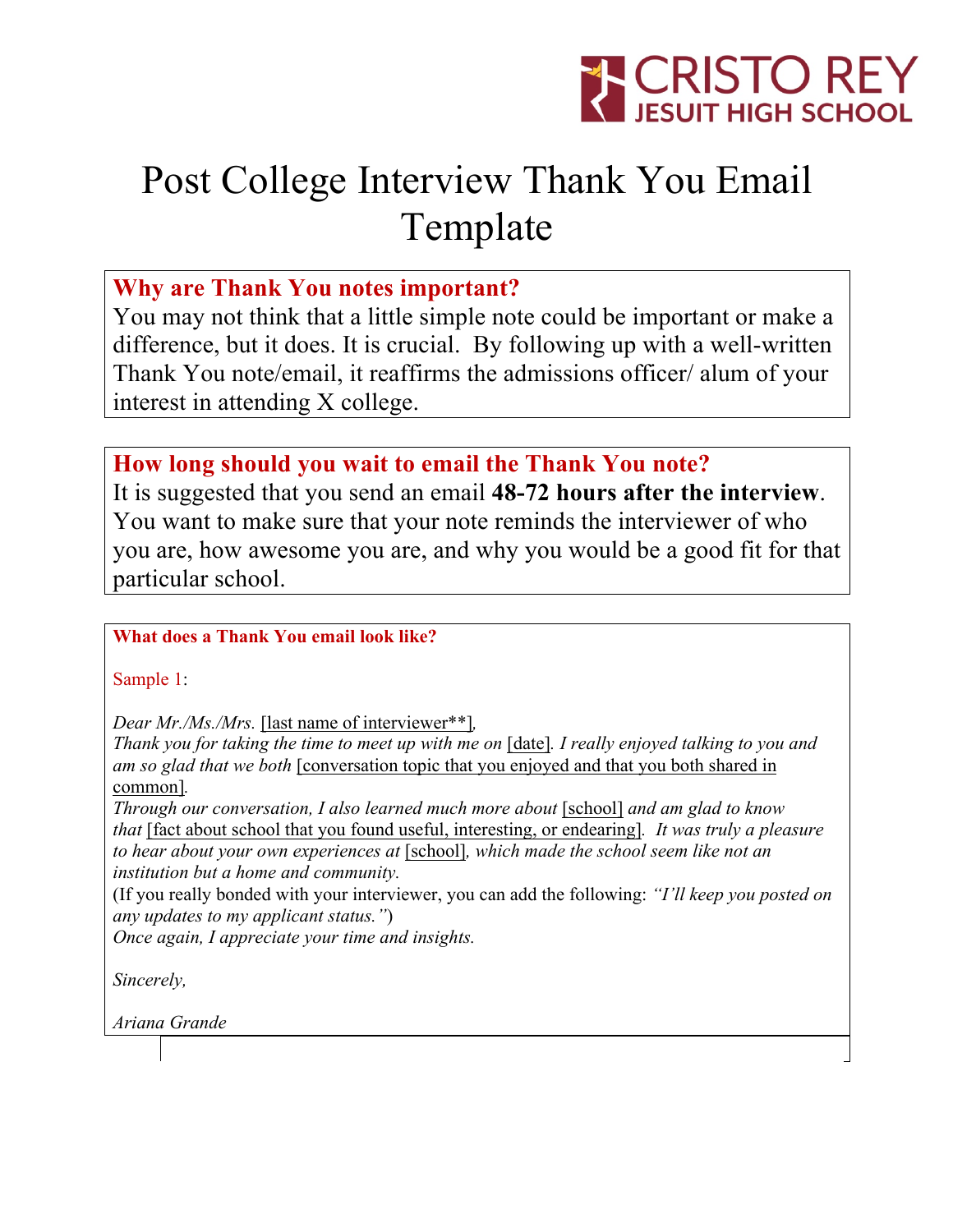CRISTO REY JESUIT HIGH SCHOOL

# Post College Interview Thank You Email Template

## Why are Thank You notes important?

You may not think that a little simple note could be important or make a difference, but it does. It is crucial. By following up with a well-written Thank You note/email, it reaffirms the admissions officer/ alum of your interest in attending X college.

## How long should you wait to email the Thank You note?

It is suggested that you send an email **48-72 hours after the interview**. You want to make sure that your note reminds the interviewer of who you are, how awesome you are, and why you would be a good fit for that particular school.

### What does a Thank You email look like?

Sample 1:

*Dear Mr./Ms./Mrs.* [last name of interviewer**],
*Thank you for taking the time to meet up with me on* [date]. *I really enjoyed talking to you and am so glad that we both* [conversation topic that you enjoyed and that you both shared in common].
*Through our conversation, I also learned much more about* [school] *and am glad to know that* [fact about school that you found useful, interesting, or endearing]. *It was truly a pleasure to hear about your own experiences at* [school], *which made the school seem like not an institution but a home and community.*
(If you really bonded with your interviewer, you can add the following: *"I'll keep you posted on any updates to my applicant status."*)
*Once again, I appreciate your time and insights.*

*Sincerely,*

*Ariana Grande*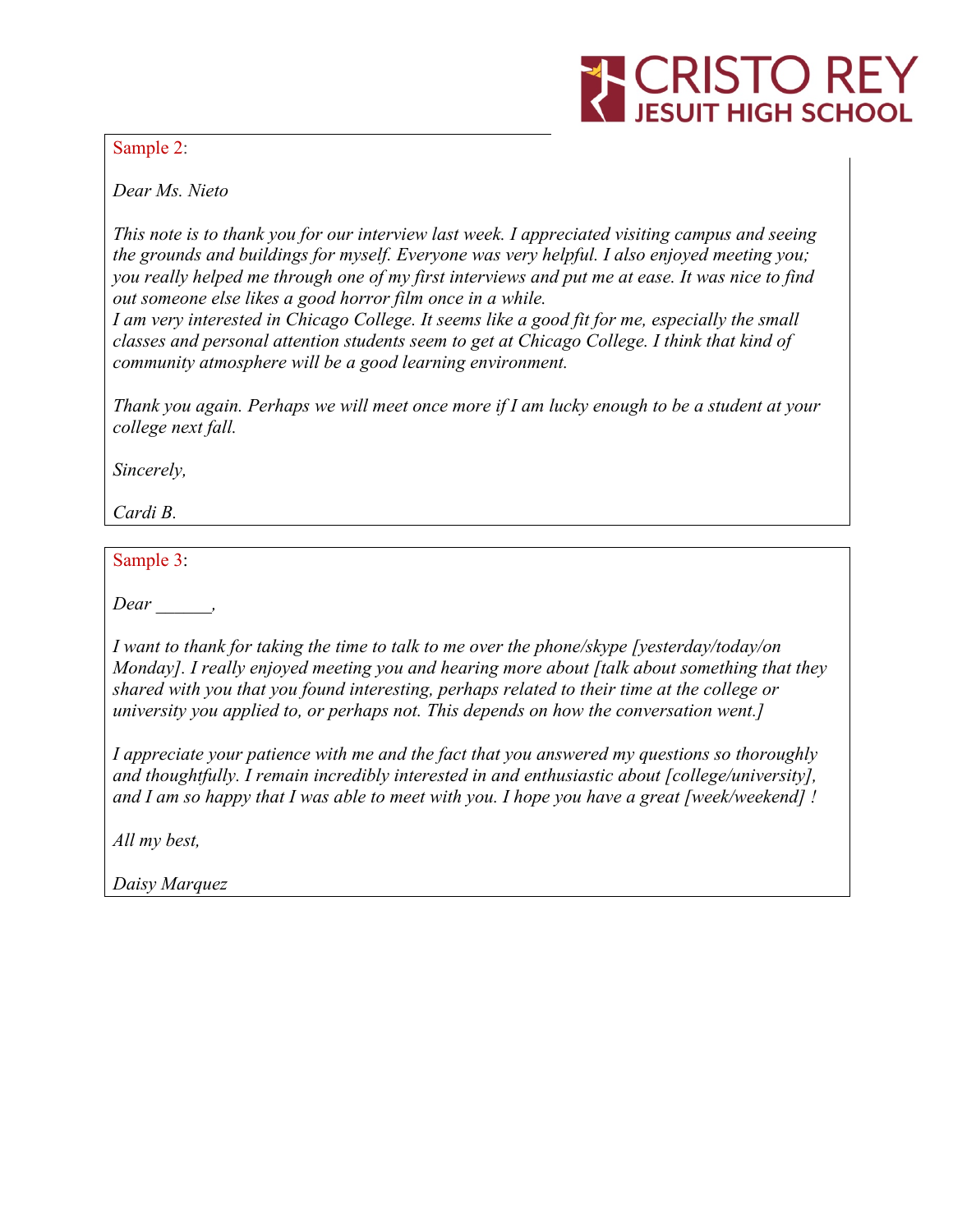Sample 2:

*Dear Ms. Nieto*

*This note is to thank you for our interview last week. I appreciated visiting campus and seeing the grounds and buildings for myself. Everyone was very helpful. I also enjoyed meeting you; you really helped me through one of my first interviews and put me at ease. It was nice to find out someone else likes a good horror film once in a while.*
*I am very interested in Chicago College. It seems like a good fit for me, especially the small classes and personal attention students seem to get at Chicago College. I think that kind of community atmosphere will be a good learning environment.*

*Thank you again. Perhaps we will meet once more if I am lucky enough to be a student at your college next fall.*

*Sincerely,*

*Cardi B.*

Sample 3:

*Dear ______,*

*I want to thank for taking the time to talk to me over the phone/skype [yesterday/today/on Monday]. I really enjoyed meeting you and hearing more about [talk about something that they shared with you that you found interesting, perhaps related to their time at the college or university you applied to, or perhaps not. This depends on how the conversation went.]*

*I appreciate your patience with me and the fact that you answered my questions so thoroughly and thoughtfully. I remain incredibly interested in and enthusiastic about [college/university], and I am so happy that I was able to meet with you. I hope you have a great [week/weekend] !*

*All my best,*

*Daisy Marquez*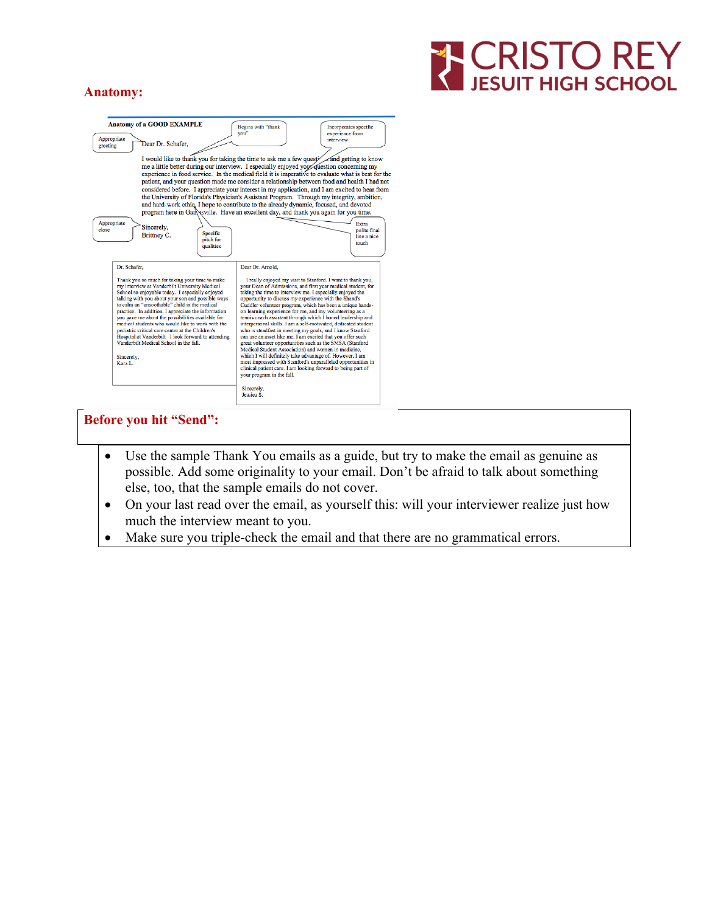## Anatomy:

**Anatomy of a GOOD EXAMPLE**

Appropriate greeting

Begins with "thank you"

Incorporates specific experience from interview

Dear Dr. Schafer,

I would like to thank you for taking the time to ask me a few questions and getting to know me a little better during our interview. I especially enjoyed your question concerning my experience in food service. In the medical field it is imperative to evaluate what is best for the patient, and your question made me consider a relationship between food and health I had not considered before. I appreciate your interest in my application, and I am excited to hear from the University of Florida's Physician's Assistant Program. Through my integrity, ambition, and hard-work ethic, I hope to contribute to the already dynamic, focused, and devoted program here in Gainesville. Have an excellent day, and thank you again for you time.

Appropriate close

Sincerely,
Brittney C.

Specific pitch for qualities

Extra polite final line a nice touch

Dr. Schafer,

Thank you so much for taking your time to make my interview at Vanderbilt University Medical School so enjoyable today. I especially enjoyed talking with you about your son and possible ways to calm an "unsoothable" child in the medical practice. In addition, I appreciate the information you gave me about the possibilities available for medical students who would like to work with the pediatric critical care center at the Children's Hospital at Vanderbilt. I look forward to attending Vanderbilt Medical School in the fall.

Sincerely,
Kara L.

Dear Dr. Arnold,

I really enjoyed my visit to Stanford. I want to thank you, your Dean of Admissions, and first year medical student, for taking the time to interview me. I especially enjoyed the opportunity to discuss my experience with the Shand's Cuddler volunteer program, which has been a unique hands-on learning experience for me, and my volunteering as a tennis coach assistant through which I honed leadership and interpersonal skills. I am a self-motivated, dedicated student who is steadfast in meeting my goals, and I know Stanford can use an asset like me. I am excited that you offer such great volunteer opportunities such as the SMSA (Stanford Medical Student Association) and women in medicine, which I will definitely take advantage of. However, I am most impressed with Stanford's unparalleled opportunities in clinical patient care. I am looking forward to being part of your program in the fall.

Sincerely,
Jessica S.

## Before you hit "Send":

- Use the sample Thank You emails as a guide, but try to make the email as genuine as possible. Add some originality to your email. Don't be afraid to talk about something else, too, that the sample emails do not cover.
- On your last read over the email, as yourself this: will your interviewer realize just how much the interview meant to you.
- Make sure you triple-check the email and that there are no grammatical errors.